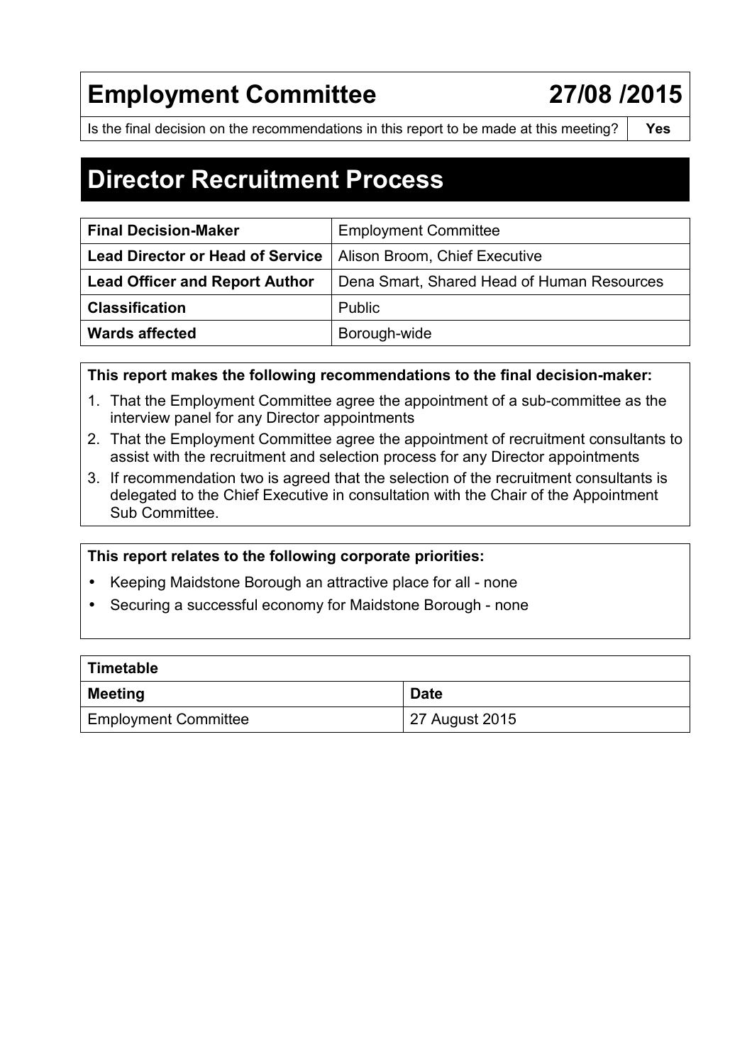# Employment Committee 27/08 /2015

| Is the final decision on the recommendations in this report to be made at this meeting? | Yes |
| --- | --- |

# Director Recruitment Process

| | |
| --- | --- |
| **Final Decision-Maker** | Employment Committee |
| **Lead Director or Head of Service** | Alison Broom, Chief Executive |
| **Lead Officer and Report Author** | Dena Smart, Shared Head of Human Resources |
| **Classification** | Public |
| **Wards affected** | Borough-wide |

**This report makes the following recommendations to the final decision-maker:**

1. That the Employment Committee agree the appointment of a sub-committee as the interview panel for any Director appointments
2. That the Employment Committee agree the appointment of recruitment consultants to assist with the recruitment and selection process for any Director appointments
3. If recommendation two is agreed that the selection of the recruitment consultants is delegated to the Chief Executive in consultation with the Chair of the Appointment Sub Committee.

**This report relates to the following corporate priorities:**

- Keeping Maidstone Borough an attractive place for all - none
- Securing a successful economy for Maidstone Borough - none

| **Timetable** | |
| --- | --- |
| **Meeting** | **Date** |
| Employment Committee | 27 August 2015 |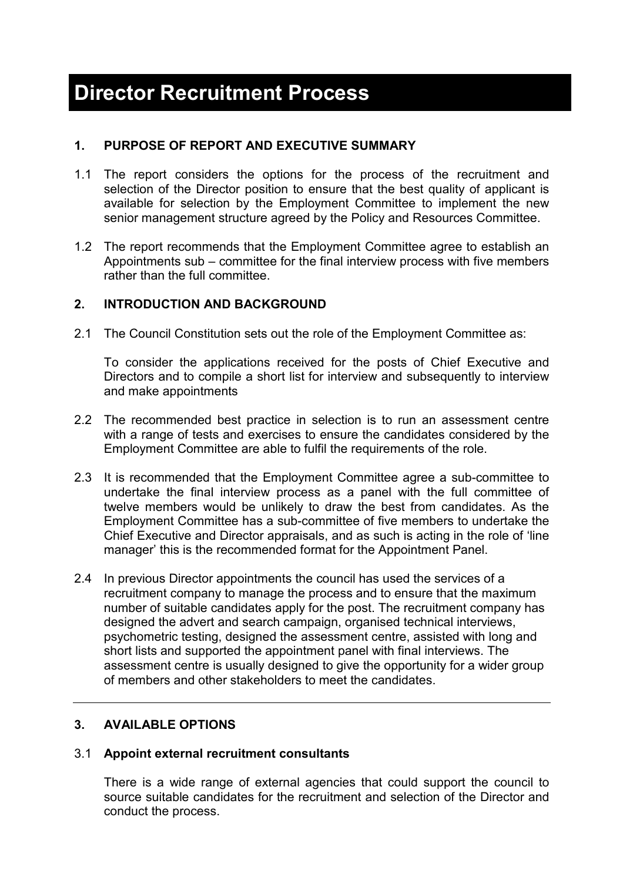# Director Recruitment Process

## 1. PURPOSE OF REPORT AND EXECUTIVE SUMMARY

1.1 The report considers the options for the process of the recruitment and selection of the Director position to ensure that the best quality of applicant is available for selection by the Employment Committee to implement the new senior management structure agreed by the Policy and Resources Committee.

1.2 The report recommends that the Employment Committee agree to establish an Appointments sub – committee for the final interview process with five members rather than the full committee.

## 2. INTRODUCTION AND BACKGROUND

2.1 The Council Constitution sets out the role of the Employment Committee as:

To consider the applications received for the posts of Chief Executive and Directors and to compile a short list for interview and subsequently to interview and make appointments

2.2 The recommended best practice in selection is to run an assessment centre with a range of tests and exercises to ensure the candidates considered by the Employment Committee are able to fulfil the requirements of the role.

2.3 It is recommended that the Employment Committee agree a sub-committee to undertake the final interview process as a panel with the full committee of twelve members would be unlikely to draw the best from candidates. As the Employment Committee has a sub-committee of five members to undertake the Chief Executive and Director appraisals, and as such is acting in the role of 'line manager' this is the recommended format for the Appointment Panel.

2.4 In previous Director appointments the council has used the services of a recruitment company to manage the process and to ensure that the maximum number of suitable candidates apply for the post. The recruitment company has designed the advert and search campaign, organised technical interviews, psychometric testing, designed the assessment centre, assisted with long and short lists and supported the appointment panel with final interviews. The assessment centre is usually designed to give the opportunity for a wider group of members and other stakeholders to meet the candidates.

---

## 3. AVAILABLE OPTIONS

3.1 **Appoint external recruitment consultants**

There is a wide range of external agencies that could support the council to source suitable candidates for the recruitment and selection of the Director and conduct the process.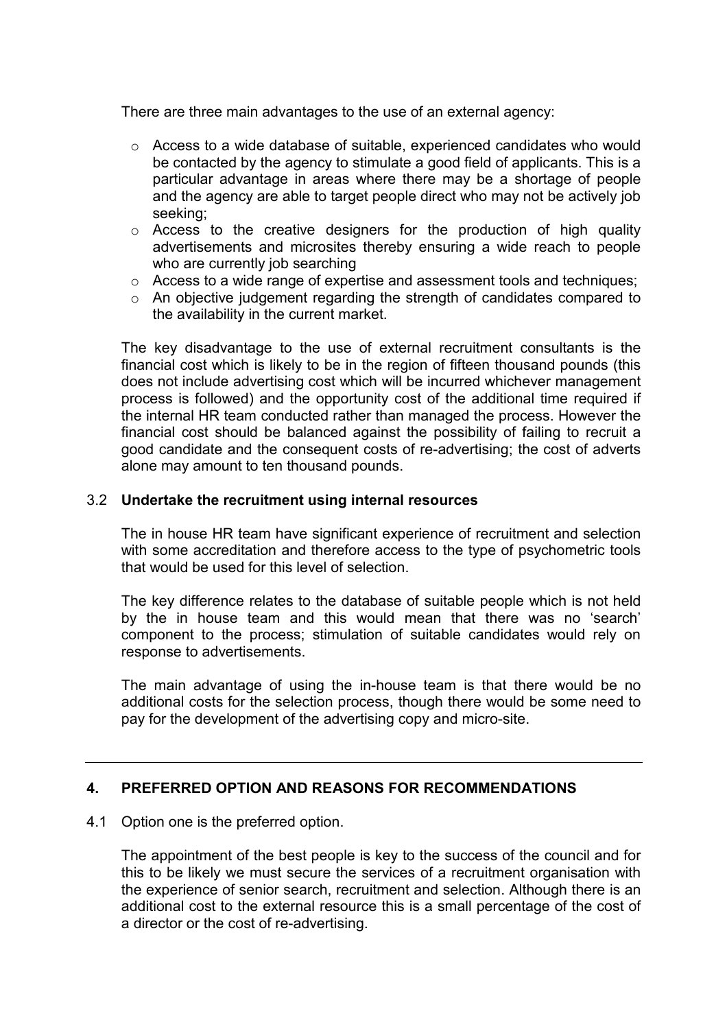There are three main advantages to the use of an external agency:

- Access to a wide database of suitable, experienced candidates who would be contacted by the agency to stimulate a good field of applicants. This is a particular advantage in areas where there may be a shortage of people and the agency are able to target people direct who may not be actively job seeking;
- Access to the creative designers for the production of high quality advertisements and microsites thereby ensuring a wide reach to people who are currently job searching
- Access to a wide range of expertise and assessment tools and techniques;
- An objective judgement regarding the strength of candidates compared to the availability in the current market.

The key disadvantage to the use of external recruitment consultants is the financial cost which is likely to be in the region of fifteen thousand pounds (this does not include advertising cost which will be incurred whichever management process is followed) and the opportunity cost of the additional time required if the internal HR team conducted rather than managed the process. However the financial cost should be balanced against the possibility of failing to recruit a good candidate and the consequent costs of re-advertising; the cost of adverts alone may amount to ten thousand pounds.

### 3.2 Undertake the recruitment using internal resources

The in house HR team have significant experience of recruitment and selection with some accreditation and therefore access to the type of psychometric tools that would be used for this level of selection.

The key difference relates to the database of suitable people which is not held by the in house team and this would mean that there was no 'search' component to the process; stimulation of suitable candidates would rely on response to advertisements.

The main advantage of using the in-house team is that there would be no additional costs for the selection process, though there would be some need to pay for the development of the advertising copy and micro-site.

---

## 4. PREFERRED OPTION AND REASONS FOR RECOMMENDATIONS

4.1 Option one is the preferred option.

The appointment of the best people is key to the success of the council and for this to be likely we must secure the services of a recruitment organisation with the experience of senior search, recruitment and selection. Although there is an additional cost to the external resource this is a small percentage of the cost of a director or the cost of re-advertising.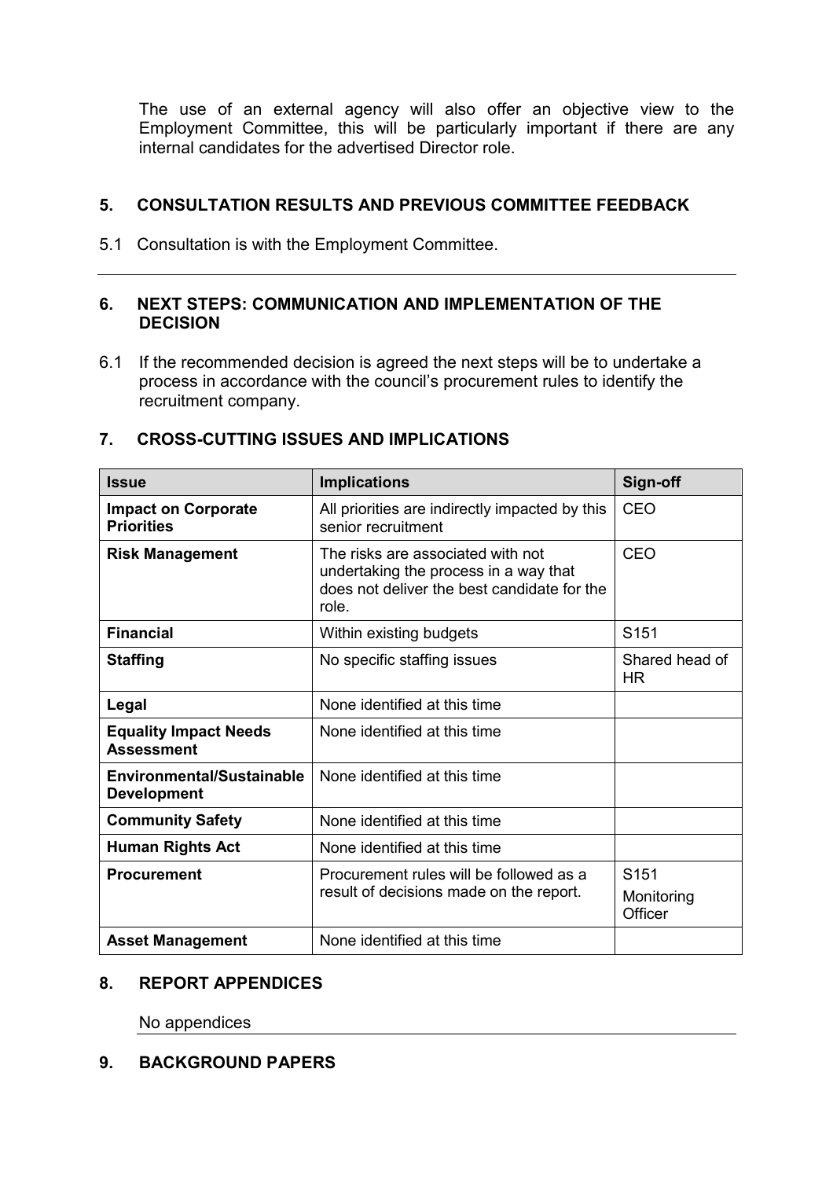The use of an external agency will also offer an objective view to the Employment Committee, this will be particularly important if there are any internal candidates for the advertised Director role.

## 5. CONSULTATION RESULTS AND PREVIOUS COMMITTEE FEEDBACK

5.1 Consultation is with the Employment Committee.

---

## 6. NEXT STEPS: COMMUNICATION AND IMPLEMENTATION OF THE DECISION

6.1 If the recommended decision is agreed the next steps will be to undertake a process in accordance with the council's procurement rules to identify the recruitment company.

## 7. CROSS-CUTTING ISSUES AND IMPLICATIONS

| Issue | Implications | Sign-off |
|---|---|---|
| **Impact on Corporate Priorities** | All priorities are indirectly impacted by this senior recruitment | CEO |
| **Risk Management** | The risks are associated with not undertaking the process in a way that does not deliver the best candidate for the role. | CEO |
| **Financial** | Within existing budgets | S151 |
| **Staffing** | No specific staffing issues | Shared head of HR |
| **Legal** | None identified at this time | |
| **Equality Impact Needs Assessment** | None identified at this time | |
| **Environmental/Sustainable Development** | None identified at this time | |
| **Community Safety** | None identified at this time | |
| **Human Rights Act** | None identified at this time | |
| **Procurement** | Procurement rules will be followed as a result of decisions made on the report. | S151 Monitoring Officer |
| **Asset Management** | None identified at this time | |

## 8. REPORT APPENDICES

No appendices

---

## 9. BACKGROUND PAPERS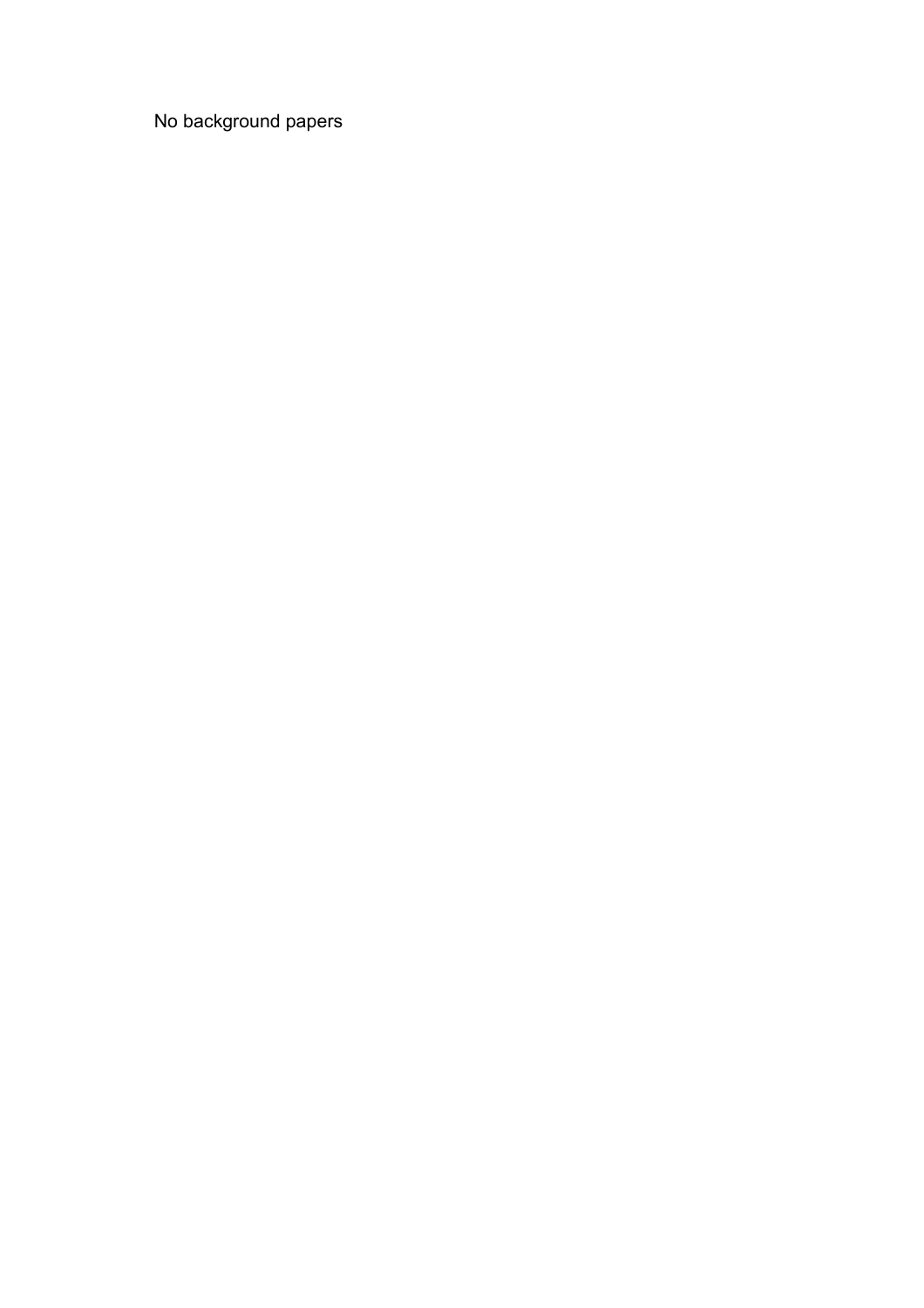No background papers